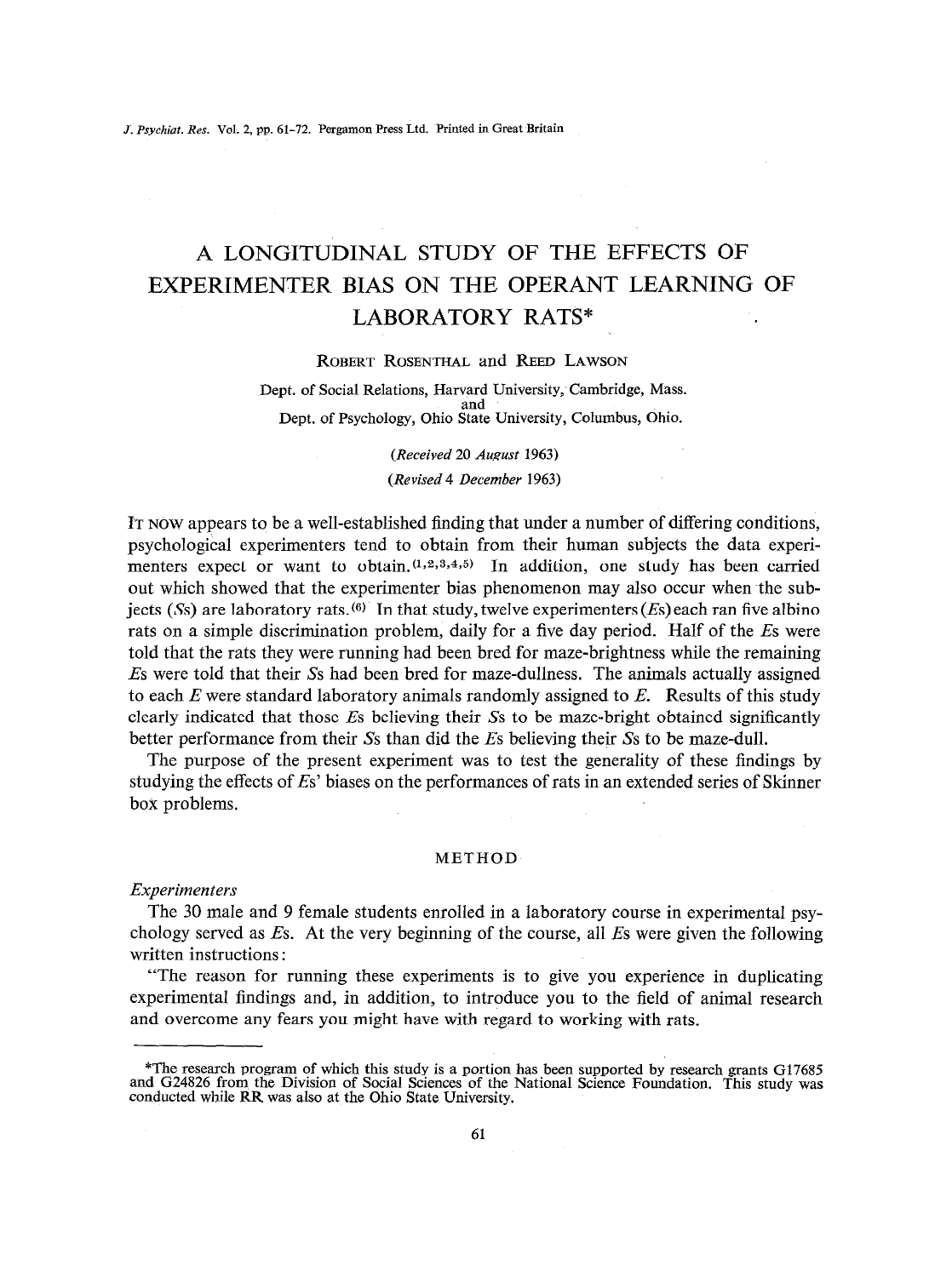# A LONGITUDINAL STUDY OF THE EFFECTS OF EXPERIMENTER BIAS ON THE OPERANT LEARNING OF LABORATORY RATS*

ROBERT ROSENTHAL and REED LAWSON

Dept. of Social Relations, Harvard University, Cambridge, Mass.
and
Dept. of Psychology, Ohio State University, Columbus, Ohio.

*(Received 20 August 1963)*

*(Revised 4 December 1963)*

IT NOW appears to be a well-established finding that under a number of differing conditions, psychological experimenters tend to obtain from their human subjects the data experimenters expect or want to obtain.[1,2,3,4,5] In addition, one study has been carried out which showed that the experimenter bias phenomenon may also occur when the subjects (*S*s) are laboratory rats.[6] In that study, twelve experimenters (*E*s) each ran five albino rats on a simple discrimination problem, daily for a five day period. Half of the *E*s were told that the rats they were running had been bred for maze-brightness while the remaining *E*s were told that their *S*s had been bred for maze-dullness. The animals actually assigned to each *E* were standard laboratory animals randomly assigned to *E*. Results of this study clearly indicated that those *E*s believing their *S*s to be maze-bright obtained significantly better performance from their *S*s than did the *E*s believing their *S*s to be maze-dull.

The purpose of the present experiment was to test the generality of these findings by studying the effects of *E*s' biases on the performances of rats in an extended series of Skinner box problems.

## METHOD

### *Experimenters*

The 30 male and 9 female students enrolled in a laboratory course in experimental psychology served as *E*s. At the very beginning of the course, all *E*s were given the following written instructions:

"The reason for running these experiments is to give you experience in duplicating experimental findings and, in addition, to introduce you to the field of animal research and overcome any fears you might have with regard to working with rats.

---

*The research program of which this study is a portion has been supported by research grants G17685 and G24826 from the Division of Social Sciences of the National Science Foundation. This study was conducted while RR was also at the Ohio State University.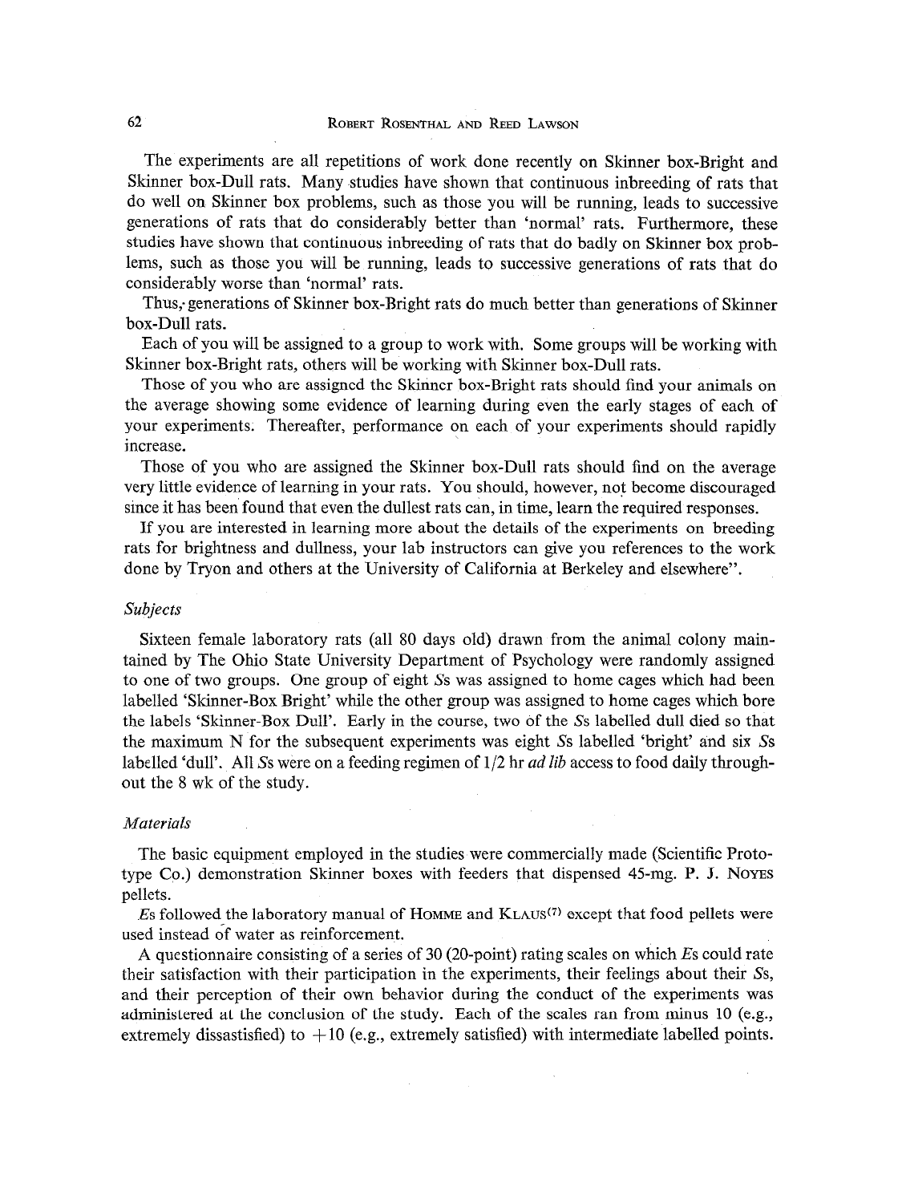The experiments are all repetitions of work done recently on Skinner box-Bright and Skinner box-Dull rats. Many studies have shown that continuous inbreeding of rats that do well on Skinner box problems, such as those you will be running, leads to successive generations of rats that do considerably better than 'normal' rats. Furthermore, these studies have shown that continuous inbreeding of rats that do badly on Skinner box problems, such as those you will be running, leads to successive generations of rats that do considerably worse than 'normal' rats.

Thus, generations of Skinner box-Bright rats do much better than generations of Skinner box-Dull rats.

Each of you will be assigned to a group to work with. Some groups will be working with Skinner box-Bright rats, others will be working with Skinner box-Dull rats.

Those of you who are assigned the Skinner box-Bright rats should find your animals on the average showing some evidence of learning during even the early stages of each of your experiments. Thereafter, performance on each of your experiments should rapidly increase.

Those of you who are assigned the Skinner box-Dull rats should find on the average very little evidence of learning in your rats. You should, however, not become discouraged since it has been found that even the dullest rats can, in time, learn the required responses.

If you are interested in learning more about the details of the experiments on breeding rats for brightness and dullness, your lab instructors can give you references to the work done by Tryon and others at the University of California at Berkeley and elsewhere".

### *Subjects*

Sixteen female laboratory rats (all 80 days old) drawn from the animal colony maintained by The Ohio State University Department of Psychology were randomly assigned to one of two groups. One group of eight *S*s was assigned to home cages which had been labelled 'Skinner-Box Bright' while the other group was assigned to home cages which bore the labels 'Skinner-Box Dull'. Early in the course, two of the *S*s labelled dull died so that the maximum N for the subsequent experiments was eight *S*s labelled 'bright' and six *S*s labelled 'dull'. All *S*s were on a feeding regimen of 1/2 hr *ad lib* access to food daily throughout the 8 wk of the study.

### *Materials*

The basic equipment employed in the studies were commercially made (Scientific Prototype Co.) demonstration Skinner boxes with feeders that dispensed 45-mg. P. J. NOYES pellets.

*E*s followed the laboratory manual of HOMME and KLAUS[7] except that food pellets were used instead of water as reinforcement.

A questionnaire consisting of a series of 30 (20-point) rating scales on which *E*s could rate their satisfaction with their participation in the experiments, their feelings about their *S*s, and their perception of their own behavior during the conduct of the experiments was administered at the conclusion of the study. Each of the scales ran from minus 10 (e.g., extremely dissatisfied) to +10 (e.g., extremely satisfied) with intermediate labelled points.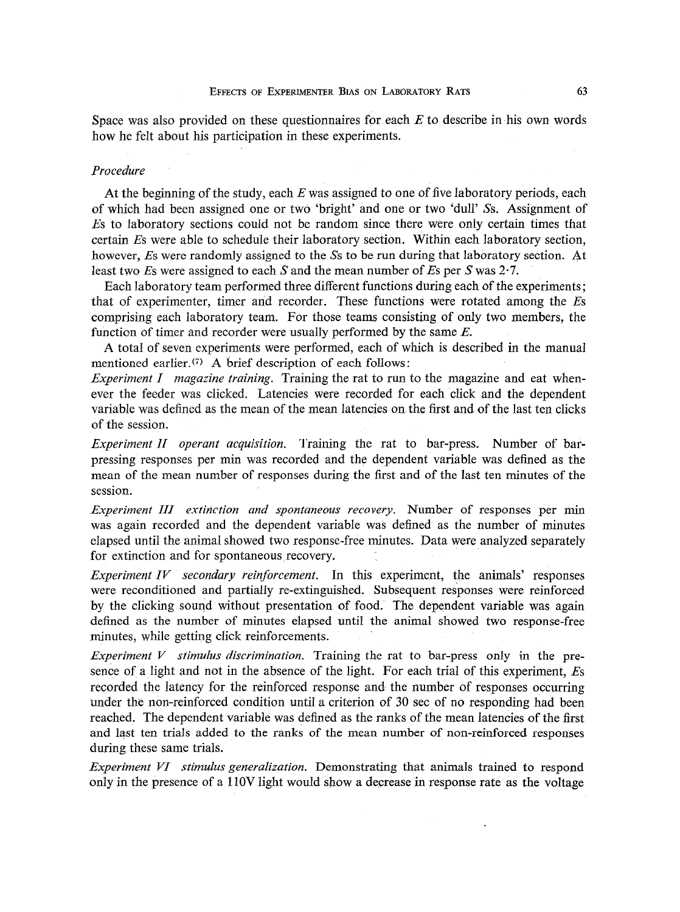Space was also provided on these questionnaires for each *E* to describe in his own words how he felt about his participation in these experiments.

### *Procedure*

At the beginning of the study, each *E* was assigned to one of five laboratory periods, each of which had been assigned one or two 'bright' and one or two 'dull' *S*s. Assignment of *E*s to laboratory sections could not be random since there were only certain times that certain *E*s were able to schedule their laboratory section. Within each laboratory section, however, *E*s were randomly assigned to the *S*s to be run during that laboratory section. At least two *E*s were assigned to each *S* and the mean number of *E*s per *S* was 2·7.

Each laboratory team performed three different functions during each of the experiments; that of experimenter, timer and recorder. These functions were rotated among the *E*s comprising each laboratory team. For those teams consisting of only two members, the function of timer and recorder were usually performed by the same *E*.

A total of seven experiments were performed, each of which is described in the manual mentioned earlier.[7] A brief description of each follows:

*Experiment I magazine training.* Training the rat to run to the magazine and eat whenever the feeder was clicked. Latencies were recorded for each click and the dependent variable was defined as the mean of the mean latencies on the first and of the last ten clicks of the session.

*Experiment II operant acquisition.* Training the rat to bar-press. Number of bar-pressing responses per min was recorded and the dependent variable was defined as the mean of the mean number of responses during the first and of the last ten minutes of the session.

*Experiment III extinction and spontaneous recovery.* Number of responses per min was again recorded and the dependent variable was defined as the number of minutes elapsed until the animal showed two response-free minutes. Data were analyzed separately for extinction and for spontaneous recovery.

*Experiment IV secondary reinforcement.* In this experiment, the animals' responses were reconditioned and partially re-extinguished. Subsequent responses were reinforced by the clicking sound without presentation of food. The dependent variable was again defined as the number of minutes elapsed until the animal showed two response-free minutes, while getting click reinforcements.

*Experiment V stimulus discrimination.* Training the rat to bar-press only in the presence of a light and not in the absence of the light. For each trial of this experiment, *E*s recorded the latency for the reinforced response and the number of responses occurring under the non-reinforced condition until a criterion of 30 sec of no responding had been reached. The dependent variable was defined as the ranks of the mean latencies of the first and last ten trials added to the ranks of the mean number of non-reinforced responses during these same trials.

*Experiment VI stimulus generalization.* Demonstrating that animals trained to respond only in the presence of a 110V light would show a decrease in response rate as the voltage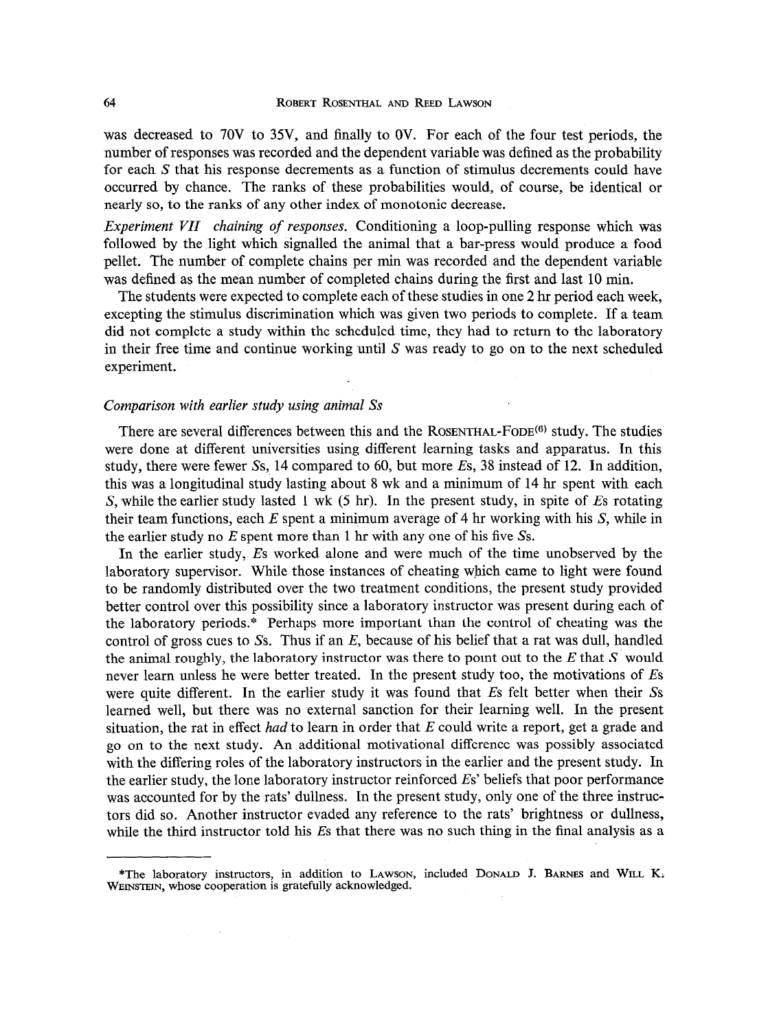was decreased to 70V to 35V, and finally to 0V. For each of the four test periods, the number of responses was recorded and the dependent variable was defined as the probability for each *S* that his response decrements as a function of stimulus decrements could have occurred by chance. The ranks of these probabilities would, of course, be identical or nearly so, to the ranks of any other index of monotonic decrease.

*Experiment VII chaining of responses.* Conditioning a loop-pulling response which was followed by the light which signalled the animal that a bar-press would produce a food pellet. The number of complete chains per min was recorded and the dependent variable was defined as the mean number of completed chains during the first and last 10 min.

The students were expected to complete each of these studies in one 2 hr period each week, excepting the stimulus discrimination which was given two periods to complete. If a team did not complete a study within the scheduled time, they had to return to the laboratory in their free time and continue working until *S* was ready to go on to the next scheduled experiment.

### *Comparison with earlier study using animal Ss*

There are several differences between this and the ROSENTHAL-FODE[6] study. The studies were done at different universities using different learning tasks and apparatus. In this study, there were fewer *S*s, 14 compared to 60, but more *E*s, 38 instead of 12. In addition, this was a longitudinal study lasting about 8 wk and a minimum of 14 hr spent with each *S*, while the earlier study lasted 1 wk (5 hr). In the present study, in spite of *E*s rotating their team functions, each *E* spent a minimum average of 4 hr working with his *S*, while in the earlier study no *E* spent more than 1 hr with any one of his five *S*s.

In the earlier study, *E*s worked alone and were much of the time unobserved by the laboratory supervisor. While those instances of cheating which came to light were found to be randomly distributed over the two treatment conditions, the present study provided better control over this possibility since a laboratory instructor was present during each of the laboratory periods.* Perhaps more important than the control of cheating was the control of gross cues to *S*s. Thus if an *E*, because of his belief that a rat was dull, handled the animal roughly, the laboratory instructor was there to point out to the *E* that *S* would never learn unless he were better treated. In the present study too, the motivations of *E*s were quite different. In the earlier study it was found that *E*s felt better when their *S*s learned well, but there was no external sanction for their learning well. In the present situation, the rat in effect *had* to learn in order that *E* could write a report, get a grade and go on to the next study. An additional motivational difference was possibly associated with the differing roles of the laboratory instructors in the earlier and the present study. In the earlier study, the lone laboratory instructor reinforced *E*s' beliefs that poor performance was accounted for by the rats' dullness. In the present study, only one of the three instructors did so. Another instructor evaded any reference to the rats' brightness or dullness, while the third instructor told his *E*s that there was no such thing in the final analysis as a

*The laboratory instructors, in addition to LAWSON, included DONALD J. BARNES and WILL K. WEINSTEIN, whose cooperation is gratefully acknowledged.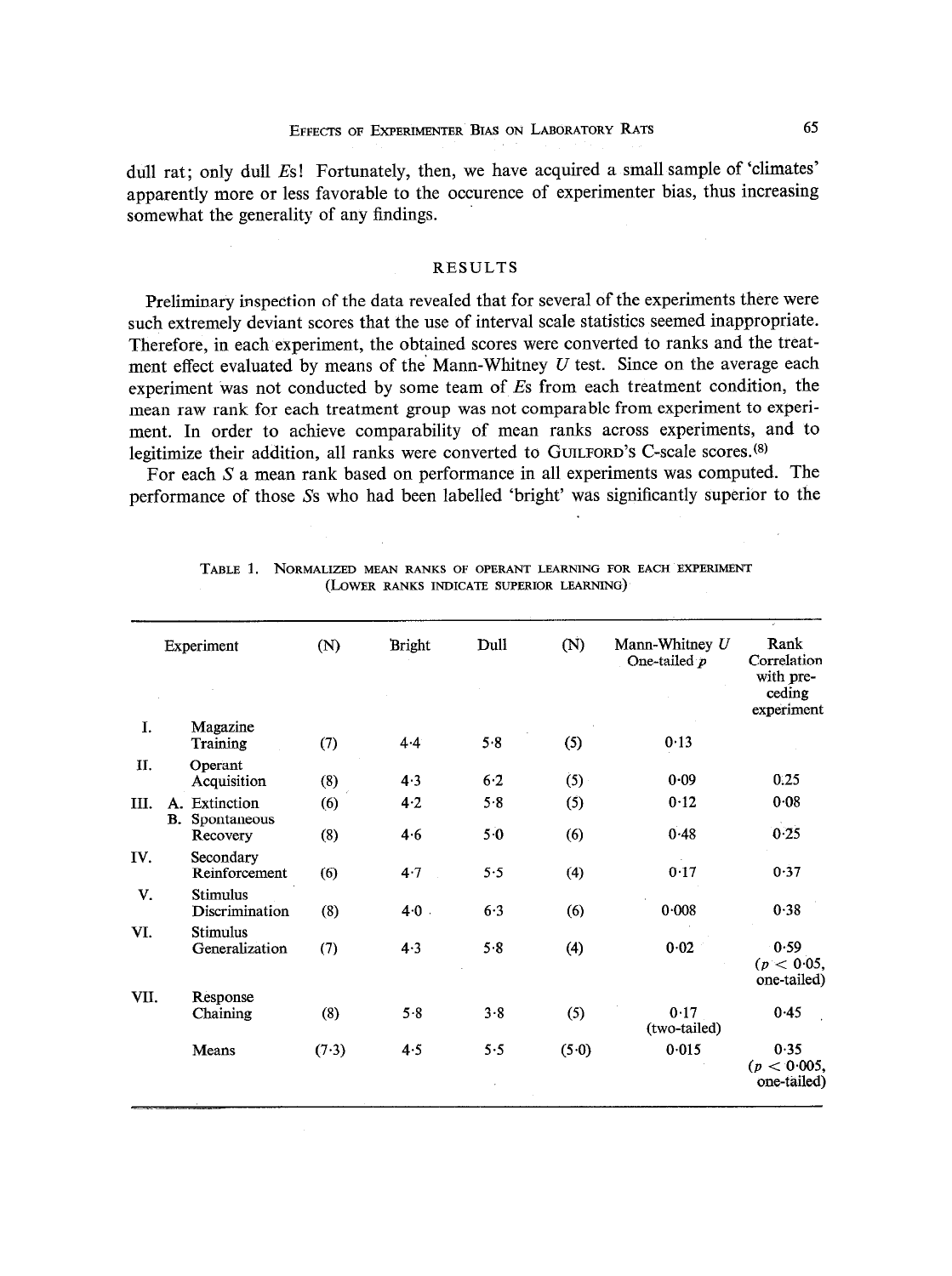dull rat; only dull *E*s! Fortunately, then, we have acquired a small sample of 'climates' apparently more or less favorable to the occurence of experimenter bias, thus increasing somewhat the generality of any findings.

## RESULTS

Preliminary inspection of the data revealed that for several of the experiments there were such extremely deviant scores that the use of interval scale statistics seemed inappropriate. Therefore, in each experiment, the obtained scores were converted to ranks and the treatment effect evaluated by means of the Mann-Whitney *U* test. Since on the average each experiment was not conducted by some team of *E*s from each treatment condition, the mean raw rank for each treatment group was not comparable from experiment to experiment. In order to achieve comparability of mean ranks across experiments, and to legitimize their addition, all ranks were converted to GUILFORD's C-scale scores.[8]

For each *S* a mean rank based on performance in all experiments was computed. The performance of those *S*s who had been labelled 'bright' was significantly superior to the

TABLE 1. NORMALIZED MEAN RANKS OF OPERANT LEARNING FOR EACH EXPERIMENT (LOWER RANKS INDICATE SUPERIOR LEARNING)

| Experiment | (N) | Bright | Dull | (N) | Mann-Whitney *U* One-tailed *p* | Rank Correlation with preceding experiment |
|---|---|---|---|---|---|---|
| I. Magazine Training | (7) | 4·4 | 5·8 | (5) | 0·13 | |
| II. Operant Acquisition | (8) | 4·3 | 6·2 | (5) | 0·09 | 0.25 |
| III. A. Extinction | (6) | 4·2 | 5·8 | (5) | 0·12 | 0·08 |
| B. Spontaneous Recovery | (8) | 4·6 | 5·0 | (6) | 0·48 | 0·25 |
| IV. Secondary Reinforcement | (6) | 4·7 | 5·5 | (4) | 0·17 | 0·37 |
| V. Stimulus Discrimination | (8) | 4·0 | 6·3 | (6) | 0·008 | 0·38 |
| VI. Stimulus Generalization | (7) | 4·3 | 5·8 | (4) | 0·02 | 0·59 ($p < 0{\cdot}05$, one-tailed) |
| VII. Response Chaining | (8) | 5·8 | 3·8 | (5) | 0·17 (two-tailed) | 0·45 |
| Means | (7·3) | 4·5 | 5·5 | (5·0) | 0·015 | 0·35 ($p < 0{\cdot}005$, one-tailed) |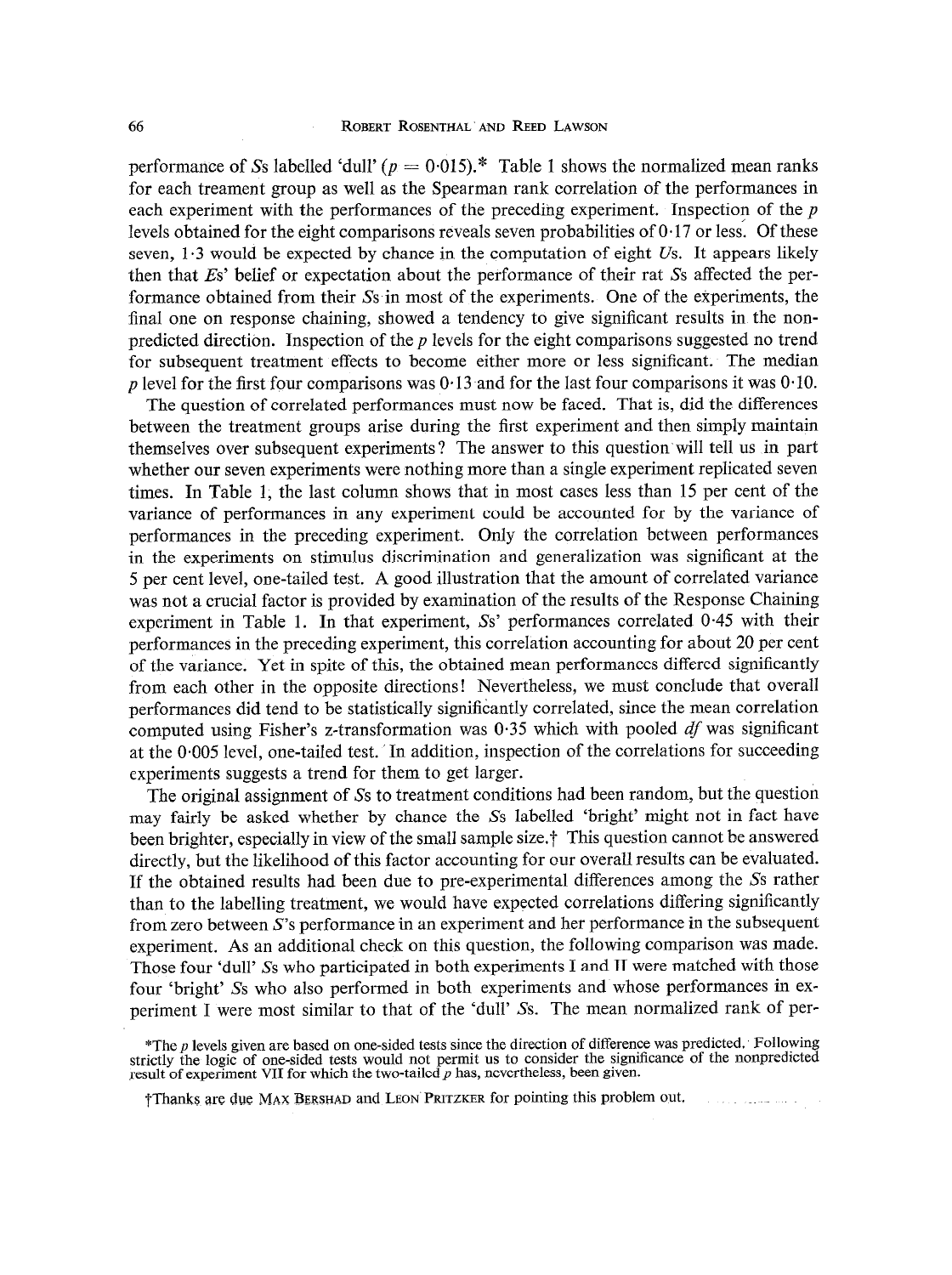performance of *Ss* labelled 'dull' ($p = 0{\cdot}015$).* Table 1 shows the normalized mean ranks for each treament group as well as the Spearman rank correlation of the performances in each experiment with the performances of the preceding experiment. Inspection of the *p* levels obtained for the eight comparisons reveals seven probabilities of 0·17 or less. Of these seven, 1·3 would be expected by chance in the computation of eight *Us*. It appears likely then that *Es*' belief or expectation about the performance of their rat *Ss* affected the performance obtained from their *Ss* in most of the experiments. One of the experiments, the final one on response chaining, showed a tendency to give significant results in the non-predicted direction. Inspection of the *p* levels for the eight comparisons suggested no trend for subsequent treatment effects to become either more or less significant. The median *p* level for the first four comparisons was 0·13 and for the last four comparisons it was 0·10.

The question of correlated performances must now be faced. That is, did the differences between the treatment groups arise during the first experiment and then simply maintain themselves over subsequent experiments? The answer to this question will tell us in part whether our seven experiments were nothing more than a single experiment replicated seven times. In Table 1, the last column shows that in most cases less than 15 per cent of the variance of performances in any experiment could be accounted for by the variance of performances in the preceding experiment. Only the correlation between performances in the experiments on stimulus discrimination and generalization was significant at the 5 per cent level, one-tailed test. A good illustration that the amount of correlated variance was not a crucial factor is provided by examination of the results of the Response Chaining experiment in Table 1. In that experiment, *Ss*' performances correlated 0·45 with their performances in the preceding experiment, this correlation accounting for about 20 per cent of the variance. Yet in spite of this, the obtained mean performances differed significantly from each other in the opposite directions! Nevertheless, we must conclude that overall performances did tend to be statistically significantly correlated, since the mean correlation computed using Fisher's z-transformation was 0·35 which with pooled *df* was significant at the 0·005 level, one-tailed test. In addition, inspection of the correlations for succeeding experiments suggests a trend for them to get larger.

The original assignment of *Ss* to treatment conditions had been random, but the question may fairly be asked whether by chance the *Ss* labelled 'bright' might not in fact have been brighter, especially in view of the small sample size.† This question cannot be answered directly, but the likelihood of this factor accounting for our overall results can be evaluated. If the obtained results had been due to pre-experimental differences among the *Ss* rather than to the labelling treatment, we would have expected correlations differing significantly from zero between *S*'s performance in an experiment and her performance in the subsequent experiment. As an additional check on this question, the following comparison was made. Those four 'dull' *Ss* who participated in both experiments I and II were matched with those four 'bright' *Ss* who also performed in both experiments and whose performances in experiment I were most similar to that of the 'dull' *Ss*. The mean normalized rank of per-

*The *p* levels given are based on one-sided tests since the direction of difference was predicted. Following strictly the logic of one-sided tests would not permit us to consider the significance of the nonpredicted result of experiment VII for which the two-tailed *p* has, nevertheless, been given.

†Thanks are due Max Bershad and Leon Pritzker for pointing this problem out.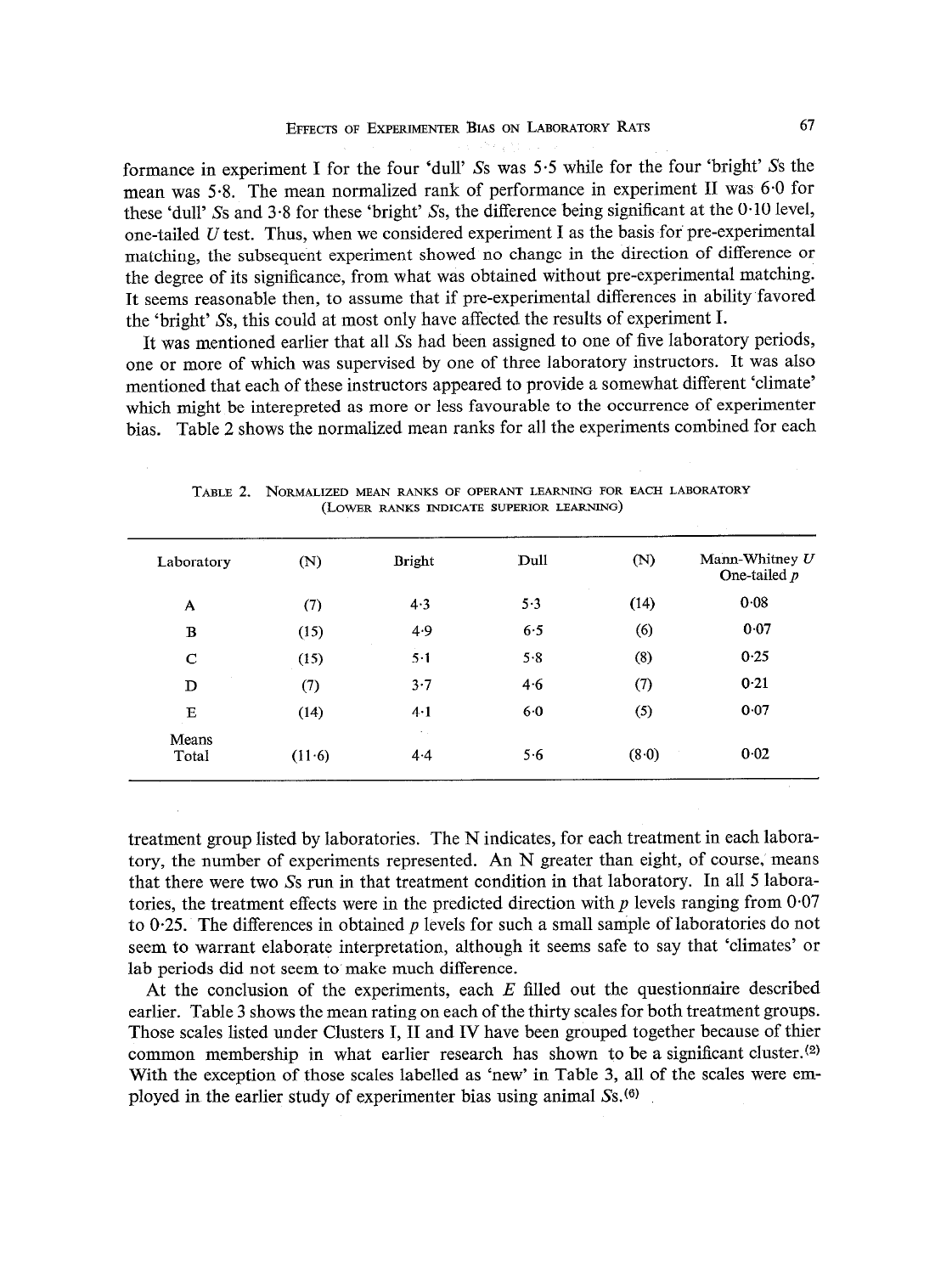formance in experiment I for the four 'dull' *S*s was 5·5 while for the four 'bright' *S*s the mean was 5·8. The mean normalized rank of performance in experiment II was 6·0 for these 'dull' *S*s and 3·8 for these 'bright' *S*s, the difference being significant at the 0·10 level, one-tailed *U* test. Thus, when we considered experiment I as the basis for pre-experimental matching, the subsequent experiment showed no change in the direction of difference or the degree of its significance, from what was obtained without pre-experimental matching. It seems reasonable then, to assume that if pre-experimental differences in ability favored the 'bright' *S*s, this could at most only have affected the results of experiment I.

It was mentioned earlier that all *S*s had been assigned to one of five laboratory periods, one or more of which was supervised by one of three laboratory instructors. It was also mentioned that each of these instructors appeared to provide a somewhat different 'climate' which might be interepreted as more or less favourable to the occurrence of experimenter bias. Table 2 shows the normalized mean ranks for all the experiments combined for each treatment group listed by laboratories. The N indicates, for each treatment in each laboratory, the number of experiments represented. An N greater than eight, of course, means that there were two *S*s run in that treatment condition in that laboratory. In all 5 laboratories, the treatment effects were in the predicted direction with *p* levels ranging from 0·07 to 0·25. The differences in obtained *p* levels for such a small sample of laboratories do not seem to warrant elaborate interpretation, although it seems safe to say that 'climates' or lab periods did not seem to make much difference.

TABLE 2. NORMALIZED MEAN RANKS OF OPERANT LEARNING FOR EACH LABORATORY (LOWER RANKS INDICATE SUPERIOR LEARNING)

| Laboratory | (N) | Bright | Dull | (N) | Mann-Whitney *U* One-tailed *p* |
|---|---|---|---|---|---|
| A | (7) | 4·3 | 5·3 | (14) | 0·08 |
| B | (15) | 4·9 | 6·5 | (6) | 0·07 |
| C | (15) | 5·1 | 5·8 | (8) | 0·25 |
| D | (7) | 3·7 | 4·6 | (7) | 0·21 |
| E | (14) | 4·1 | 6·0 | (5) | 0·07 |
| Means Total | (11·6) | 4·4 | 5·6 | (8·0) | 0·02 |

At the conclusion of the experiments, each *E* filled out the questionnaire described earlier. Table 3 shows the mean rating on each of the thirty scales for both treatment groups. Those scales listed under Clusters I, II and IV have been grouped together because of thier common membership in what earlier research has shown to be a significant cluster.[2] With the exception of those scales labelled as 'new' in Table 3, all of the scales were employed in the earlier study of experimenter bias using animal *S*s.[6]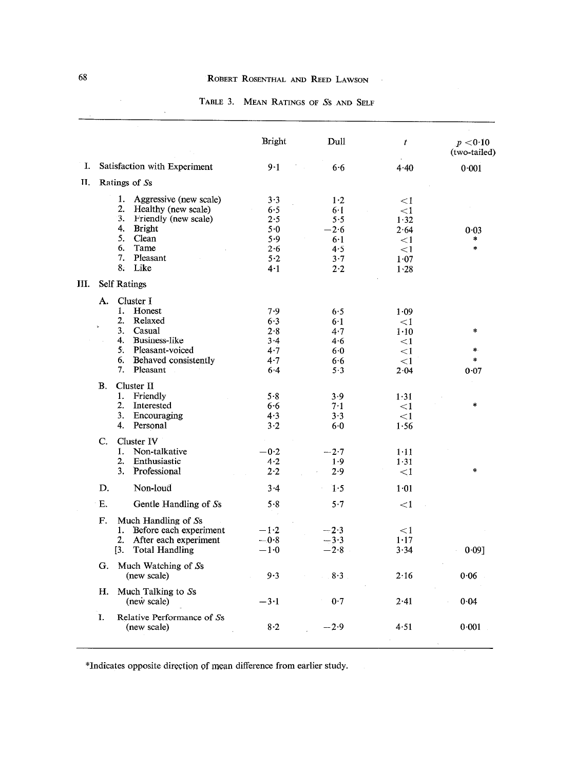TABLE 3. MEAN RATINGS OF *S*s AND SELF

| | Bright | Dull | $t$ | $p < 0.10$ (two-tailed) |
|---|---|---|---|---|
| I. Satisfaction with Experiment | 9·1 | 6·6 | 4·40 | 0·001 |
| II. Ratings of *S*s | | | | |
| 1. Aggressive (new scale) | 3·3 | 1·2 | <1 | |
| 2. Healthy (new scale) | 6·5 | 6·1 | <1 | |
| 3. Friendly (new scale) | 2·5 | 5·5 | 1·32 | |
| 4. Bright | 5·0 | −2·6 | 2·64 | 0·03 |
| 5. Clean | 5·9 | 6·1 | <1 | * |
| 6. Tame | 2·6 | 4·5 | <1 | * |
| 7. Pleasant | 5·2 | 3·7 | 1·07 | |
| 8. Like | 4·1 | 2·2 | 1·28 | |
| III. Self Ratings | | | | |
| A. Cluster I | | | | |
| 1. Honest | 7·9 | 6·5 | 1·09 | |
| 2. Relaxed | 6·3 | 6·1 | <1 | |
| 3. Casual | 2·8 | 4·7 | 1·10 | * |
| 4. Business-like | 3·4 | 4·6 | <1 | |
| 5. Pleasant-voiced | 4·7 | 6·0 | <1 | * |
| 6. Behaved consistently | 4·7 | 6·6 | <1 | * |
| 7. Pleasant | 6·4 | 5·3 | 2·04 | 0·07 |
| B. Cluster II | | | | |
| 1. Friendly | 5·8 | 3·9 | 1·31 | |
| 2. Interested | 6·6 | 7·1 | <1 | * |
| 3. Encouraging | 4·3 | 3·3 | <1 | |
| 4. Personal | 3·2 | 6·0 | 1·56 | |
| C. Cluster IV | | | | |
| 1. Non-talkative | −0·2 | −2·7 | 1·11 | |
| 2. Enthusiastic | 4·2 | 1·9 | 1·31 | |
| 3. Professional | 2·2 | 2·9 | <1 | * |
| D. Non-loud | 3·4 | 1·5 | 1·01 | |
| E. Gentle Handling of *S*s | 5·8 | 5·7 | <1 | |
| F. Much Handling of *S*s | | | | |
| 1. Before each experiment | −1·2 | −2·3 | <1 | |
| 2. After each experiment | −0·8 | −3·3 | 1·17 | |
| [3. Total Handling | −1·0 | −2·8 | 3·34 | 0·09] |
| G. Much Watching of *S*s (new scale) | 9·3 | 8·3 | 2·16 | 0·06 |
| H. Much Talking to *S*s (new scale) | −3·1 | 0·7 | 2·41 | 0·04 |
| I. Relative Performance of *S*s (new scale) | 8·2 | −2·9 | 4·51 | 0·001 |

*Indicates opposite direction of mean difference from earlier study.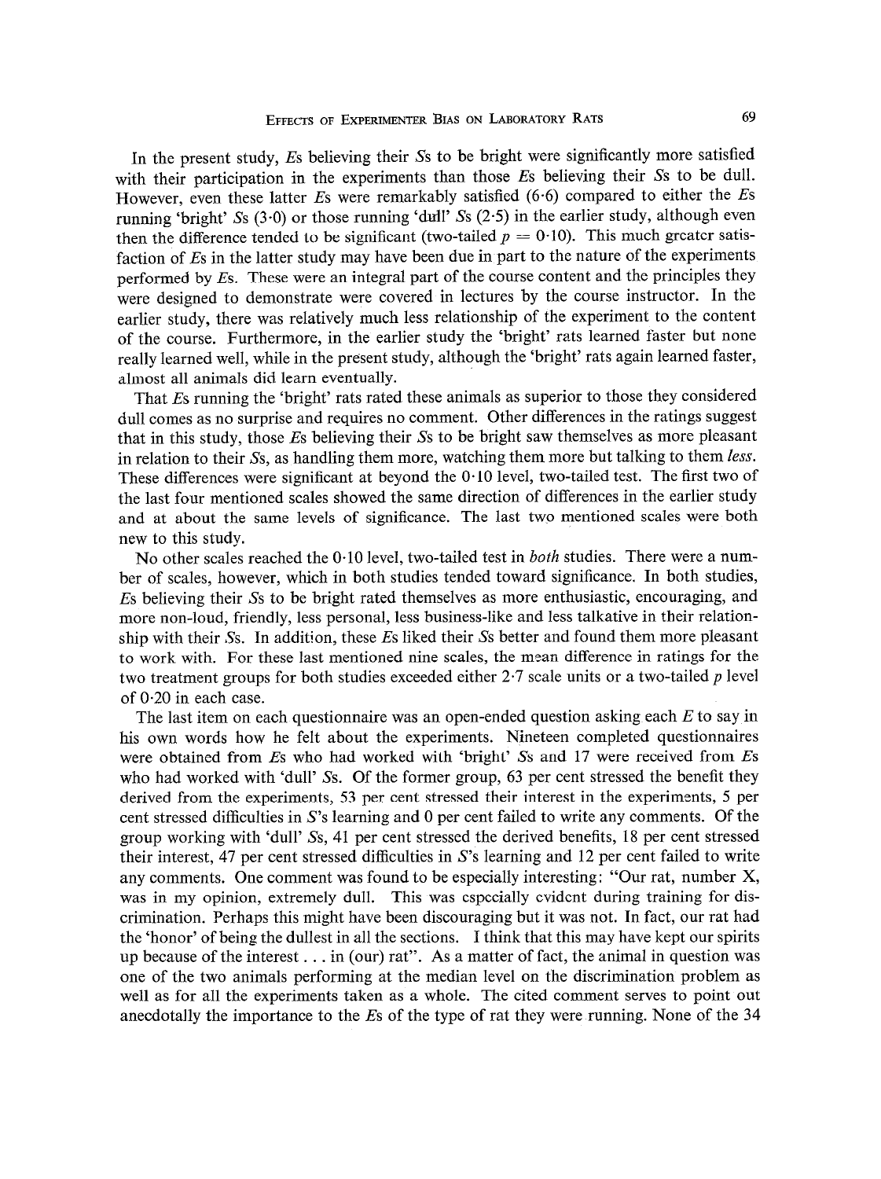In the present study, *E*s believing their *S*s to be bright were significantly more satisfied with their participation in the experiments than those *E*s believing their *S*s to be dull. However, even these latter *E*s were remarkably satisfied (6·6) compared to either the *E*s running 'bright' *S*s (3·0) or those running 'dull' *S*s (2·5) in the earlier study, although even then the difference tended to be significant (two-tailed $p = 0{\cdot}10$). This much greater satisfaction of *E*s in the latter study may have been due in part to the nature of the experiments performed by *E*s. These were an integral part of the course content and the principles they were designed to demonstrate were covered in lectures by the course instructor. In the earlier study, there was relatively much less relationship of the experiment to the content of the course. Furthermore, in the earlier study the 'bright' rats learned faster but none really learned well, while in the present study, although the 'bright' rats again learned faster, almost all animals did learn eventually.

That *E*s running the 'bright' rats rated these animals as superior to those they considered dull comes as no surprise and requires no comment. Other differences in the ratings suggest that in this study, those *E*s believing their *S*s to be bright saw themselves as more pleasant in relation to their *S*s, as handling them more, watching them more but talking to them *less*. These differences were significant at beyond the 0·10 level, two-tailed test. The first two of the last four mentioned scales showed the same direction of differences in the earlier study and at about the same levels of significance. The last two mentioned scales were both new to this study.

No other scales reached the 0·10 level, two-tailed test in *both* studies. There were a number of scales, however, which in both studies tended toward significance. In both studies, *E*s believing their *S*s to be bright rated themselves as more enthusiastic, encouraging, and more non-loud, friendly, less personal, less business-like and less talkative in their relationship with their *S*s. In addition, these *E*s liked their *S*s better and found them more pleasant to work with. For these last mentioned nine scales, the mean difference in ratings for the two treatment groups for both studies exceeded either 2·7 scale units or a two-tailed $p$ level of 0·20 in each case.

The last item on each questionnaire was an open-ended question asking each *E* to say in his own words how he felt about the experiments. Nineteen completed questionnaires were obtained from *E*s who had worked with 'bright' *S*s and 17 were received from *E*s who had worked with 'dull' *S*s. Of the former group, 63 per cent stressed the benefit they derived from the experiments, 53 per cent stressed their interest in the experiments, 5 per cent stressed difficulties in *S*'s learning and 0 per cent failed to write any comments. Of the group working with 'dull' *S*s, 41 per cent stressed the derived benefits, 18 per cent stressed their interest, 47 per cent stressed difficulties in *S*'s learning and 12 per cent failed to write any comments. One comment was found to be especially interesting: "Our rat, number X, was in my opinion, extremely dull. This was especially evident during training for discrimination. Perhaps this might have been discouraging but it was not. In fact, our rat had the 'honor' of being the dullest in all the sections. I think that this may have kept our spirits up because of the interest . . . in (our) rat". As a matter of fact, the animal in question was one of the two animals performing at the median level on the discrimination problem as well as for all the experiments taken as a whole. The cited comment serves to point out anecdotally the importance to the *E*s of the type of rat they were running. None of the 34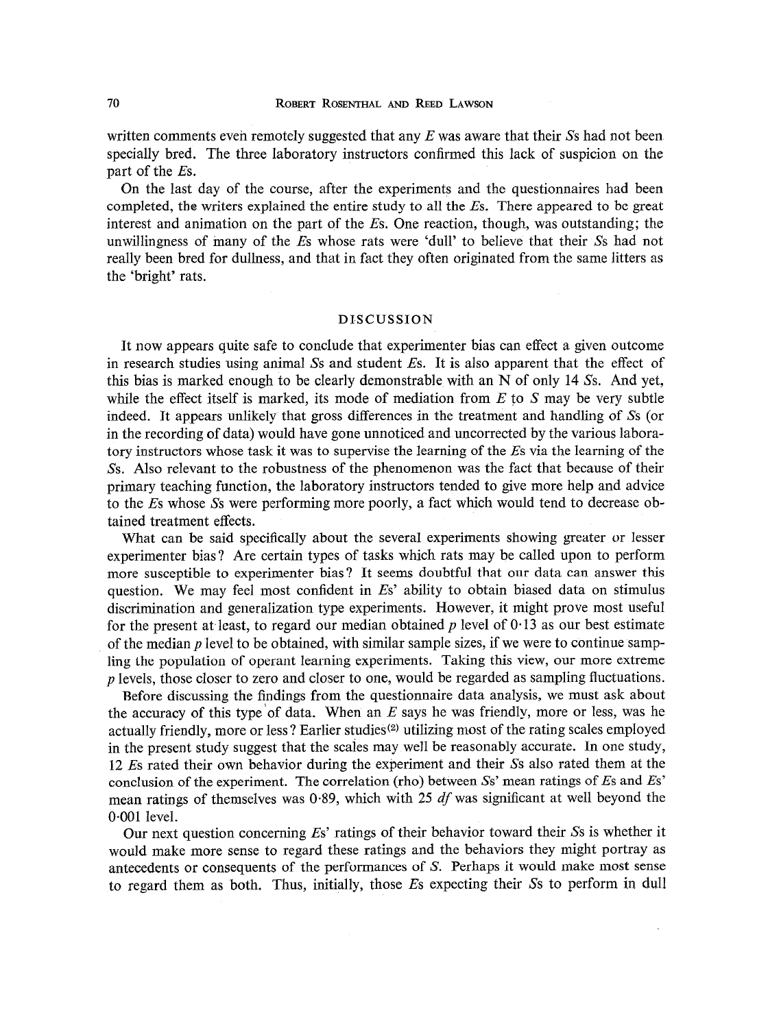written comments even remotely suggested that any *E* was aware that their *S*s had not been specially bred. The three laboratory instructors confirmed this lack of suspicion on the part of the *E*s.

On the last day of the course, after the experiments and the questionnaires had been completed, the writers explained the entire study to all the *E*s. There appeared to be great interest and animation on the part of the *E*s. One reaction, though, was outstanding; the unwillingness of many of the *E*s whose rats were 'dull' to believe that their *S*s had not really been bred for dullness, and that in fact they often originated from the same litters as the 'bright' rats.

## DISCUSSION

It now appears quite safe to conclude that experimenter bias can effect a given outcome in research studies using animal *S*s and student *E*s. It is also apparent that the effect of this bias is marked enough to be clearly demonstrable with an N of only 14 *S*s. And yet, while the effect itself is marked, its mode of mediation from *E* to *S* may be very subtle indeed. It appears unlikely that gross differences in the treatment and handling of *S*s (or in the recording of data) would have gone unnoticed and uncorrected by the various laboratory instructors whose task it was to supervise the learning of the *E*s via the learning of the *S*s. Also relevant to the robustness of the phenomenon was the fact that because of their primary teaching function, the laboratory instructors tended to give more help and advice to the *E*s whose *S*s were performing more poorly, a fact which would tend to decrease obtained treatment effects.

What can be said specifically about the several experiments showing greater or lesser experimenter bias? Are certain types of tasks which rats may be called upon to perform more susceptible to experimenter bias? It seems doubtful that our data can answer this question. We may feel most confident in *E*s' ability to obtain biased data on stimulus discrimination and generalization type experiments. However, it might prove most useful for the present at least, to regard our median obtained $p$ level of 0·13 as our best estimate of the median $p$ level to be obtained, with similar sample sizes, if we were to continue sampling the population of operant learning experiments. Taking this view, our more extreme $p$ levels, those closer to zero and closer to one, would be regarded as sampling fluctuations.

Before discussing the findings from the questionnaire data analysis, we must ask about the accuracy of this type of data. When an *E* says he was friendly, more or less, was he actually friendly, more or less? Earlier studies[2] utilizing most of the rating scales employed in the present study suggest that the scales may well be reasonably accurate. In one study, 12 *E*s rated their own behavior during the experiment and their *S*s also rated them at the conclusion of the experiment. The correlation (rho) between *S*s' mean ratings of *E*s and *E*s' mean ratings of themselves was 0·89, which with 25 *df* was significant at well beyond the 0·001 level.

Our next question concerning *E*s' ratings of their behavior toward their *S*s is whether it would make more sense to regard these ratings and the behaviors they might portray as antecedents or consequents of the performances of *S*. Perhaps it would make most sense to regard them as both. Thus, initially, those *E*s expecting their *S*s to perform in dull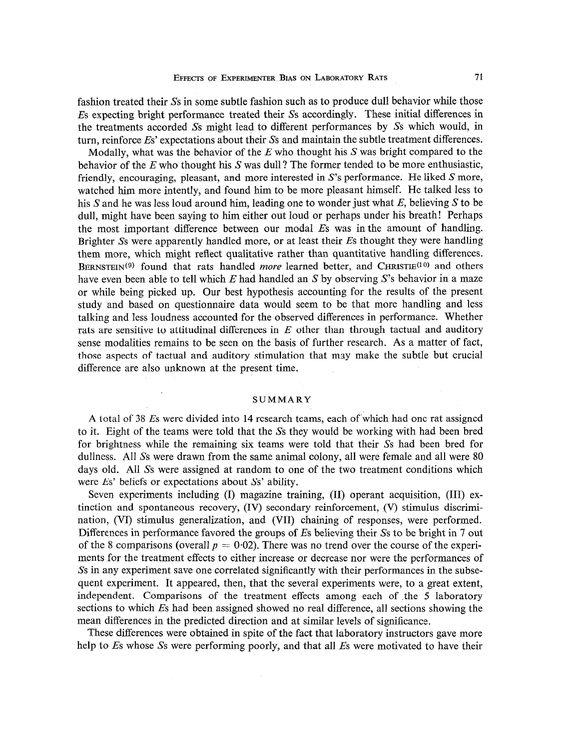fashion treated their *S*s in some subtle fashion such as to produce dull behavior while those *E*s expecting bright performance treated their *S*s accordingly. These initial differences in the treatments accorded *S*s might lead to different performances by *S*s which would, in turn, reinforce *E*s' expectations about their *S*s and maintain the subtle treatment differences.

Modally, what was the behavior of the *E* who thought his *S* was bright compared to the behavior of the *E* who thought his *S* was dull? The former tended to be more enthusiastic, friendly, encouraging, pleasant, and more interested in *S*'s performance. He liked *S* more, watched him more intently, and found him to be more pleasant himself. He talked less to his *S* and he was less loud around him, leading one to wonder just what *E*, believing *S* to be dull, might have been saying to him either out loud or perhaps under his breath! Perhaps the most important difference between our modal *E*s was in the amount of handling. Brighter *S*s were apparently handled more, or at least their *E*s thought they were handling them more, which might reflect qualitative rather than quantitative handling differences. Bernstein[9] found that rats handled *more* learned better, and Christie[10] and others have even been able to tell which *E* had handled an *S* by observing *S*'s behavior in a maze or while being picked up. Our best hypothesis accounting for the results of the present study and based on questionnaire data would seem to be that more handling and less talking and less loudness accounted for the observed differences in performance. Whether rats are sensitive to attitudinal differences in *E* other than through tactual and auditory sense modalities remains to be seen on the basis of further research. As a matter of fact, those aspects of tactual and auditory stimulation that may make the subtle but crucial difference are also unknown at the present time.

## SUMMARY

A total of 38 *E*s were divided into 14 research teams, each of which had one rat assigned to it. Eight of the teams were told that the *S*s they would be working with had been bred for brightness while the remaining six teams were told that their *S*s had been bred for dullness. All *S*s were drawn from the same animal colony, all were female and all were 80 days old. All *S*s were assigned at random to one of the two treatment conditions which were *E*s' beliefs or expectations about *S*s' ability.

Seven experiments including (I) magazine training, (II) operant acquisition, (III) extinction and spontaneous recovery, (IV) secondary reinforcement, (V) stimulus discrimination, (VI) stimulus generalization, and (VII) chaining of responses, were performed. Differences in performance favored the groups of *E*s believing their *S*s to be bright in 7 out of the 8 comparisons (overall $p = 0{\cdot}02$). There was no trend over the course of the experiments for the treatment effects to either increase or decrease nor were the performances of *S*s in any experiment save one correlated significantly with their performances in the subsequent experiment. It appeared, then, that the several experiments were, to a great extent, independent. Comparisons of the treatment effects among each of the 5 laboratory sections to which *E*s had been assigned showed no real difference, all sections showing the mean differences in the predicted direction and at similar levels of significance.

These differences were obtained in spite of the fact that laboratory instructors gave more help to *E*s whose *S*s were performing poorly, and that all *E*s were motivated to have their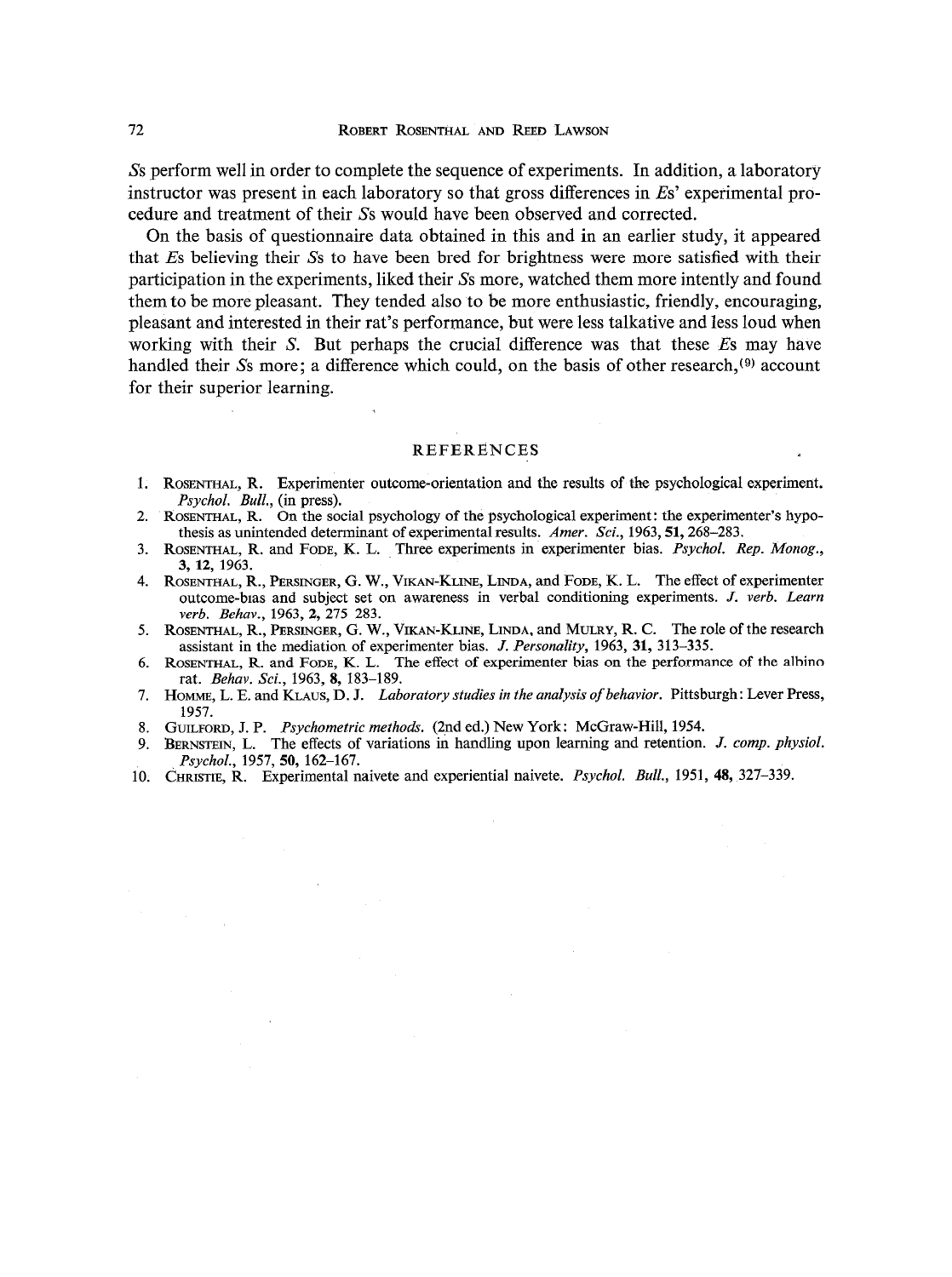*S*s perform well in order to complete the sequence of experiments. In addition, a laboratory instructor was present in each laboratory so that gross differences in *E*s' experimental procedure and treatment of their *S*s would have been observed and corrected.

On the basis of questionnaire data obtained in this and in an earlier study, it appeared that *E*s believing their *S*s to have been bred for brightness were more satisfied with their participation in the experiments, liked their *S*s more, watched them more intently and found them to be more pleasant. They tended also to be more enthusiastic, friendly, encouraging, pleasant and interested in their rat's performance, but were less talkative and less loud when working with their *S*. But perhaps the crucial difference was that these *E*s may have handled their *S*s more; a difference which could, on the basis of other research,[9] account for their superior learning.

## REFERENCES

1. ROSENTHAL, R. Experimenter outcome-orientation and the results of the psychological experiment. *Psychol. Bull.*, (in press).
2. ROSENTHAL, R. On the social psychology of the psychological experiment: the experimenter's hypothesis as unintended determinant of experimental results. *Amer. Sci.*, 1963, **51**, 268–283.
3. ROSENTHAL, R. and FODE, K. L. Three experiments in experimenter bias. *Psychol. Rep. Monog.*, **3**, **12**, 1963.
4. ROSENTHAL, R., PERSINGER, G. W., VIKAN-KLINE, LINDA, and FODE, K. L. The effect of experimenter outcome-bias and subject set on awareness in verbal conditioning experiments. *J. verb. Learn verb. Behav.*, 1963, **2**, 275 283.
5. ROSENTHAL, R., PERSINGER, G. W., VIKAN-KLINE, LINDA, and MULRY, R. C. The role of the research assistant in the mediation of experimenter bias. *J. Personality*, 1963, **31**, 313–335.
6. ROSENTHAL, R. and FODE, K. L. The effect of experimenter bias on the performance of the albino rat. *Behav. Sci.*, 1963, **8**, 183–189.
7. HOMME, L. E. and KLAUS, D. J. *Laboratory studies in the analysis of behavior*. Pittsburgh: Lever Press, 1957.
8. GUILFORD, J. P. *Psychometric methods*. (2nd ed.) New York: McGraw-Hill, 1954.
9. BERNSTEIN, L. The effects of variations in handling upon learning and retention. *J. comp. physiol. Psychol.*, 1957, **50**, 162–167.
10. CHRISTIE, R. Experimental naivete and experiential naivete. *Psychol. Bull.*, 1951, **48**, 327–339.